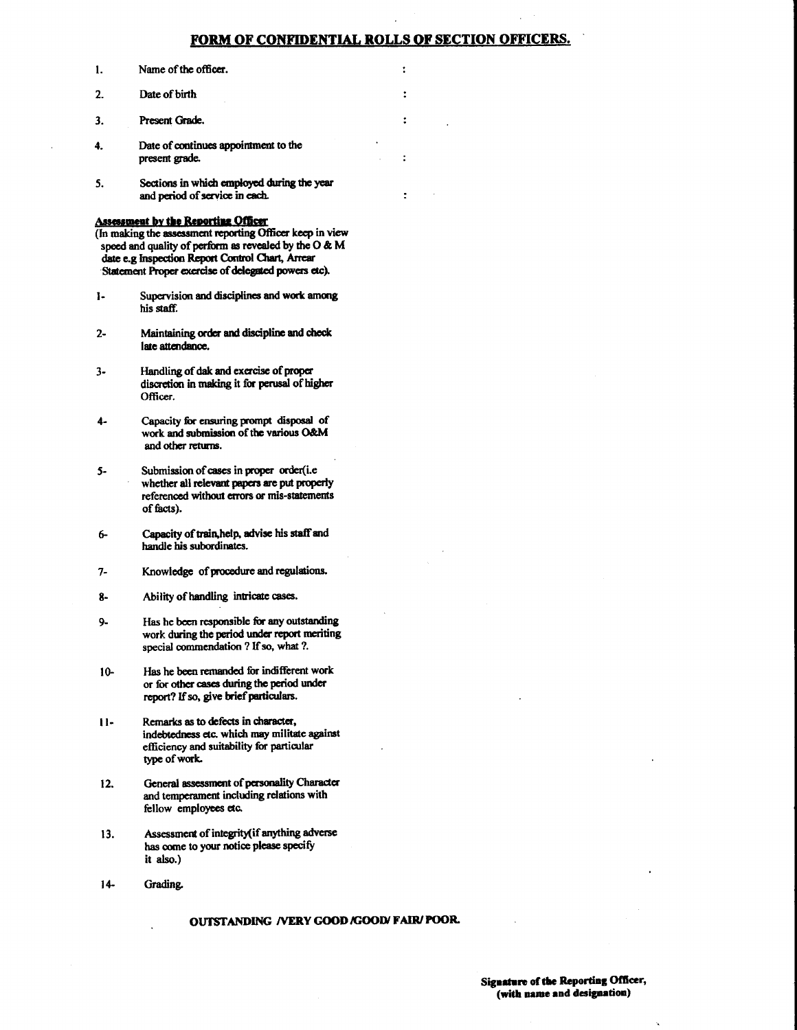# FORM OF CONFIDENTIAL ROLLS OF SECTION OFFICERS.

1. Name of the officer. :

2. Date of birth :

3. Present Grade. :

4. Date of continues appointment to the present grade. :

5. Sections in which employed during the year and period of service in each. :

**Assessment by the Reporting Officer**

(In making the assessment reporting Officer keep in view speed and quality of perform as revealed by the O & M date e.g Inspection Report Control Chart, Arrear Statement Proper exercise of delegated powers etc).

1- Supervision and disciplines and work among his staff.

2- Maintaining order and discipline and check late attendance.

3- Handling of dak and exercise of proper discretion in making it for perusal of higher Officer.

4- Capacity for ensuring prompt disposal of work and submission of the various O&M and other returns.

5- Submission of cases in proper order(i.e whether all relevant papers are put properly referenced without errors or mis-statements of facts).

6- Capacity of train,help, advise his staff and handle his subordinates.

7- Knowledge of procedure and regulations.

8- Ability of handling intricate cases.

9- Has he been responsible for any outstanding work during the period under report meriting special commendation ? If so, what ?.

10- Has he been remanded for indifferent work or for other cases during the period under report? If so, give brief particulars.

11- Remarks as to defects in character, indebtedness etc. which may militate against efficiency and suitability for particular type of work.

12. General assessment of personality Character and temperament including relations with fellow employees etc.

13. Assessment of integrity(if anything adverse has come to your notice please specify it also.)

14- Grading.

**OUTSTANDING /VERY GOOD /GOOD/ FAIR/ POOR.**

**Signature of the Reporting Officer,**
**(with name and designation)**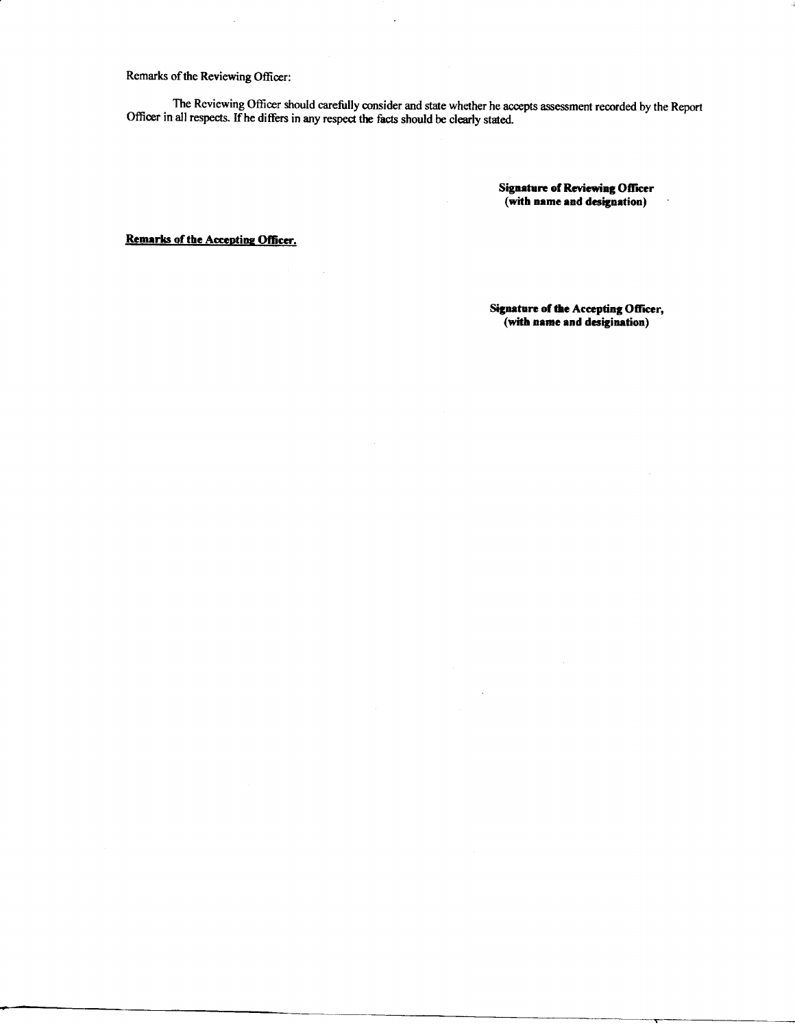Remarks of the Reviewing Officer:

The Reviewing Officer should carefully consider and state whether he accepts assessment recorded by the Report Officer in all respects. If he differs in any respect the facts should be clearly stated.

**Signature of Reviewing Officer**
**(with name and designation)**

**Remarks of the Accepting Officer.**

**Signature of the Accepting Officer,**
**(with name and designation)**